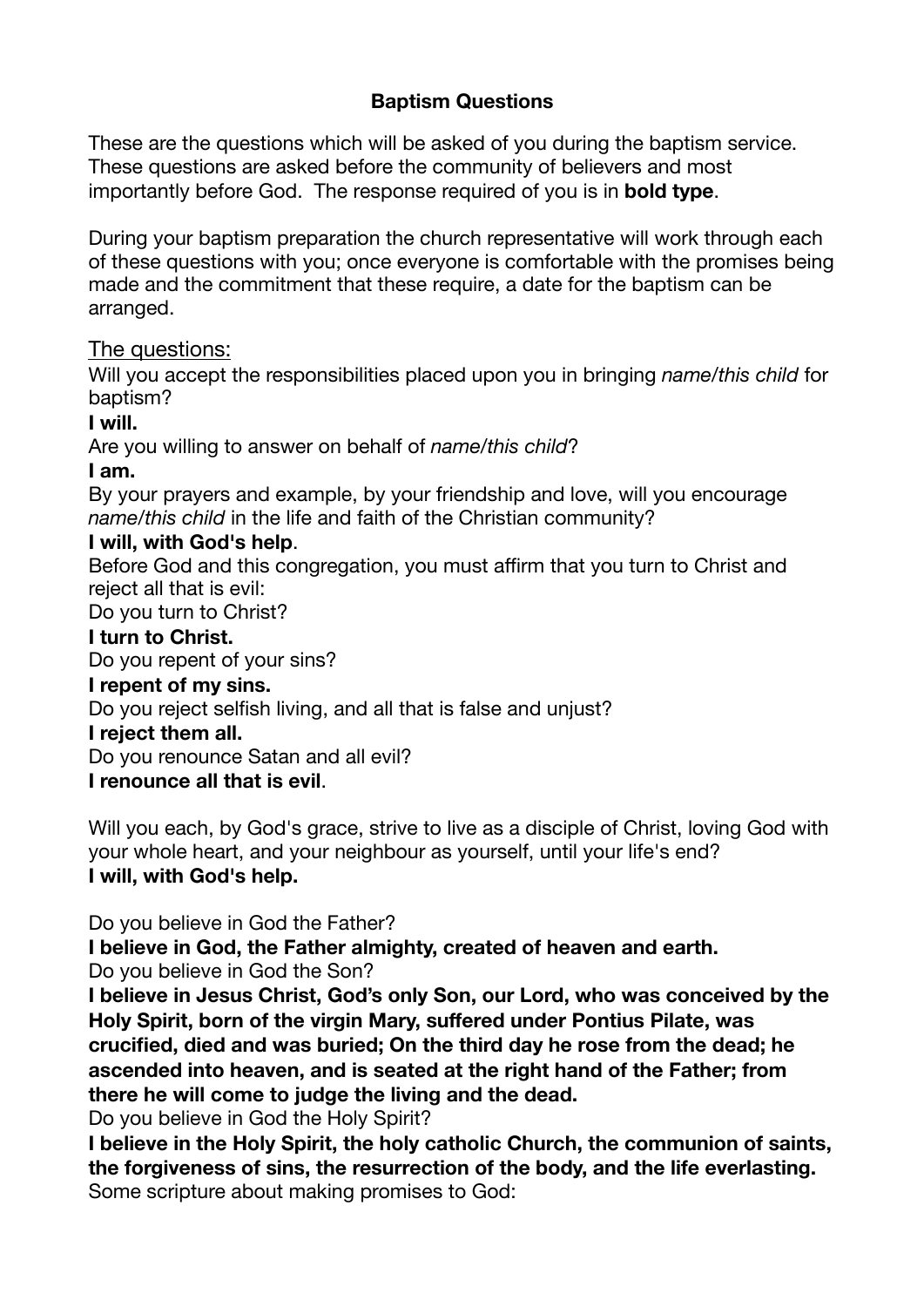# Baptism Questions

These are the questions which will be asked of you during the baptism service. These questions are asked before the community of believers and most importantly before God. The response required of you is in **bold type**.

During your baptism preparation the church representative will work through each of these questions with you; once everyone is comfortable with the promises being made and the commitment that these require, a date for the baptism can be arranged.

## The questions:

Will you accept the responsibilities placed upon you in bringing *name/this child* for baptism?
**I will.**
Are you willing to answer on behalf of *name/this child*?
**I am.**
By your prayers and example, by your friendship and love, will you encourage *name/this child* in the life and faith of the Christian community?
**I will, with God's help**.
Before God and this congregation, you must affirm that you turn to Christ and reject all that is evil:
Do you turn to Christ?
**I turn to Christ.**
Do you repent of your sins?
**I repent of my sins.**
Do you reject selfish living, and all that is false and unjust?
**I reject them all.**
Do you renounce Satan and all evil?
**I renounce all that is evil**.

Will you each, by God's grace, strive to live as a disciple of Christ, loving God with your whole heart, and your neighbour as yourself, until your life's end?
**I will, with God's help.**

Do you believe in God the Father?
**I believe in God, the Father almighty, created of heaven and earth.**
Do you believe in God the Son?
**I believe in Jesus Christ, God's only Son, our Lord, who was conceived by the Holy Spirit, born of the virgin Mary, suffered under Pontius Pilate, was crucified, died and was buried; On the third day he rose from the dead; he ascended into heaven, and is seated at the right hand of the Father; from there he will come to judge the living and the dead.**
Do you believe in God the Holy Spirit?
**I believe in the Holy Spirit, the holy catholic Church, the communion of saints, the forgiveness of sins, the resurrection of the body, and the life everlasting.**
Some scripture about making promises to God: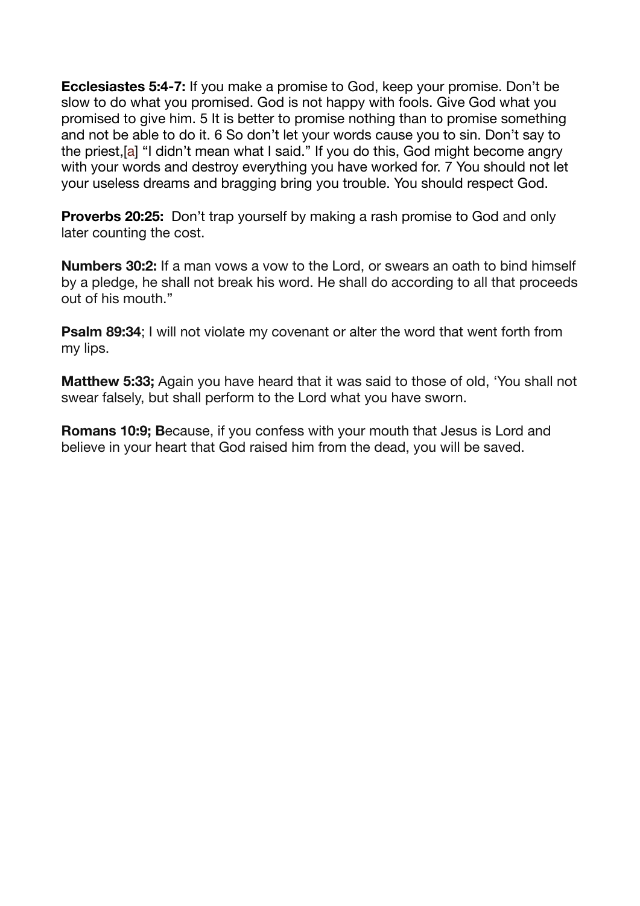**Ecclesiastes 5:4-7:** If you make a promise to God, keep your promise. Don't be slow to do what you promised. God is not happy with fools. Give God what you promised to give him. 5 It is better to promise nothing than to promise something and not be able to do it. 6 So don't let your words cause you to sin. Don't say to the priest,[a] "I didn't mean what I said." If you do this, God might become angry with your words and destroy everything you have worked for. 7 You should not let your useless dreams and bragging bring you trouble. You should respect God.

**Proverbs 20:25:** Don't trap yourself by making a rash promise to God and only later counting the cost.

**Numbers 30:2:** If a man vows a vow to the Lord, or swears an oath to bind himself by a pledge, he shall not break his word. He shall do according to all that proceeds out of his mouth."

**Psalm 89:34**; I will not violate my covenant or alter the word that went forth from my lips.

**Matthew 5:33;** Again you have heard that it was said to those of old, 'You shall not swear falsely, but shall perform to the Lord what you have sworn.

**Romans 10:9; B**ecause, if you confess with your mouth that Jesus is Lord and believe in your heart that God raised him from the dead, you will be saved.